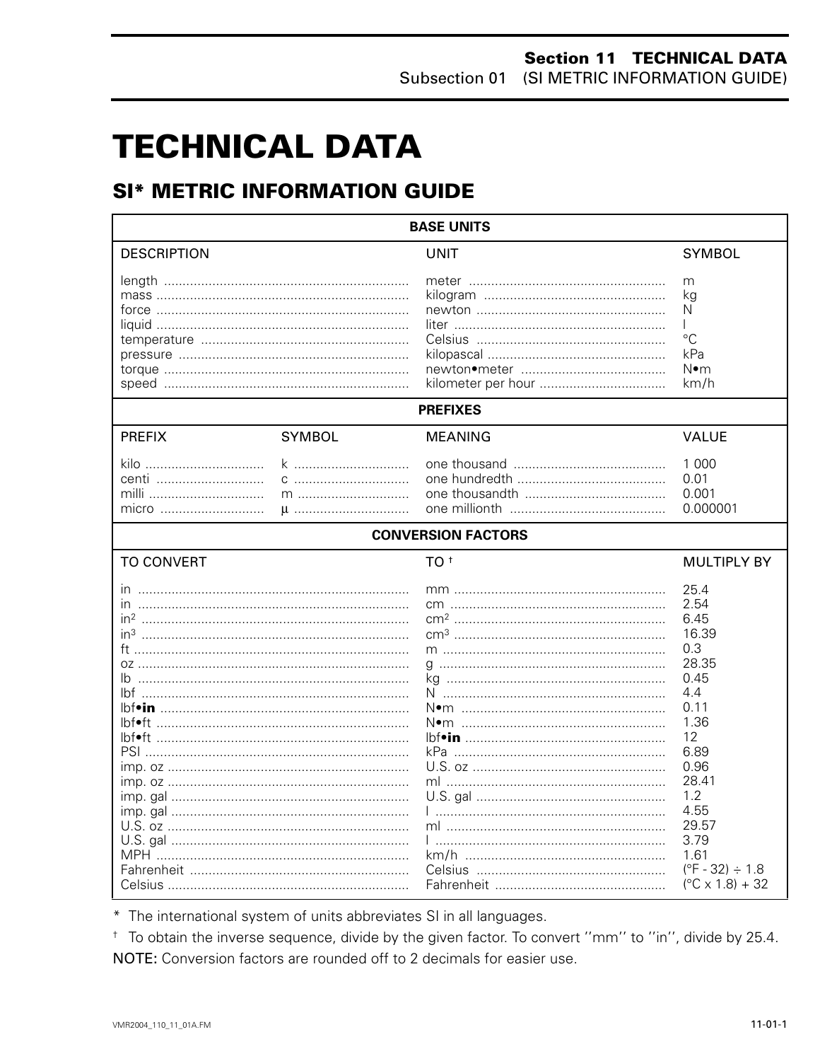# TECHNICAL DATA

## SI* METRIC INFORMATION GUIDE

| BASE UNITS | | |
|---|---|---|
| DESCRIPTION | UNIT | SYMBOL |
| length | meter | m |
| mass | kilogram | kg |
| force | newton | N |
| liquid | liter | l |
| temperature | Celsius | °C |
| pressure | kilopascal | kPa |
| torque | newton•meter | N•m |
| speed | kilometer per hour | km/h |

| PREFIXES | | | |
|---|---|---|---|
| PREFIX | SYMBOL | MEANING | VALUE |
| kilo | k | one thousand | 1 000 |
| centi | c | one hundredth | 0.01 |
| milli | m | one thousandth | 0.001 |
| micro | μ | one millionth | 0.000001 |

| CONVERSION FACTORS | | |
|---|---|---|
| TO CONVERT | TO † | MULTIPLY BY |
| in | mm | 25.4 |
| in | cm | 2.54 |
| $in^2$ | $cm^2$ | 6.45 |
| $in^3$ | $cm^3$ | 16.39 |
| ft | m | 0.3 |
| oz | g | 28.35 |
| lb | kg | 0.45 |
| lbf | N | 4.4 |
| lbf•**in** | N•m | 0.11 |
| lbf•ft | N•m | 1.36 |
| lbf•ft | lbf•**in** | 12 |
| PSI | kPa | 6.89 |
| imp. oz | U.S. oz | 0.96 |
| imp. oz | ml | 28.41 |
| imp. gal | U.S. gal | 1.2 |
| imp. gal | l | 4.55 |
| U.S. oz | ml | 29.57 |
| U.S. gal | l | 3.79 |
| MPH | km/h | 1.61 |
| Fahrenheit | Celsius | (°F - 32) ÷ 1.8 |
| Celsius | Fahrenheit | (°C x 1.8) + 32 |

* The international system of units abbreviates SI in all languages.

† To obtain the inverse sequence, divide by the given factor. To convert ''mm'' to ''in'', divide by 25.4.

NOTE: Conversion factors are rounded off to 2 decimals for easier use.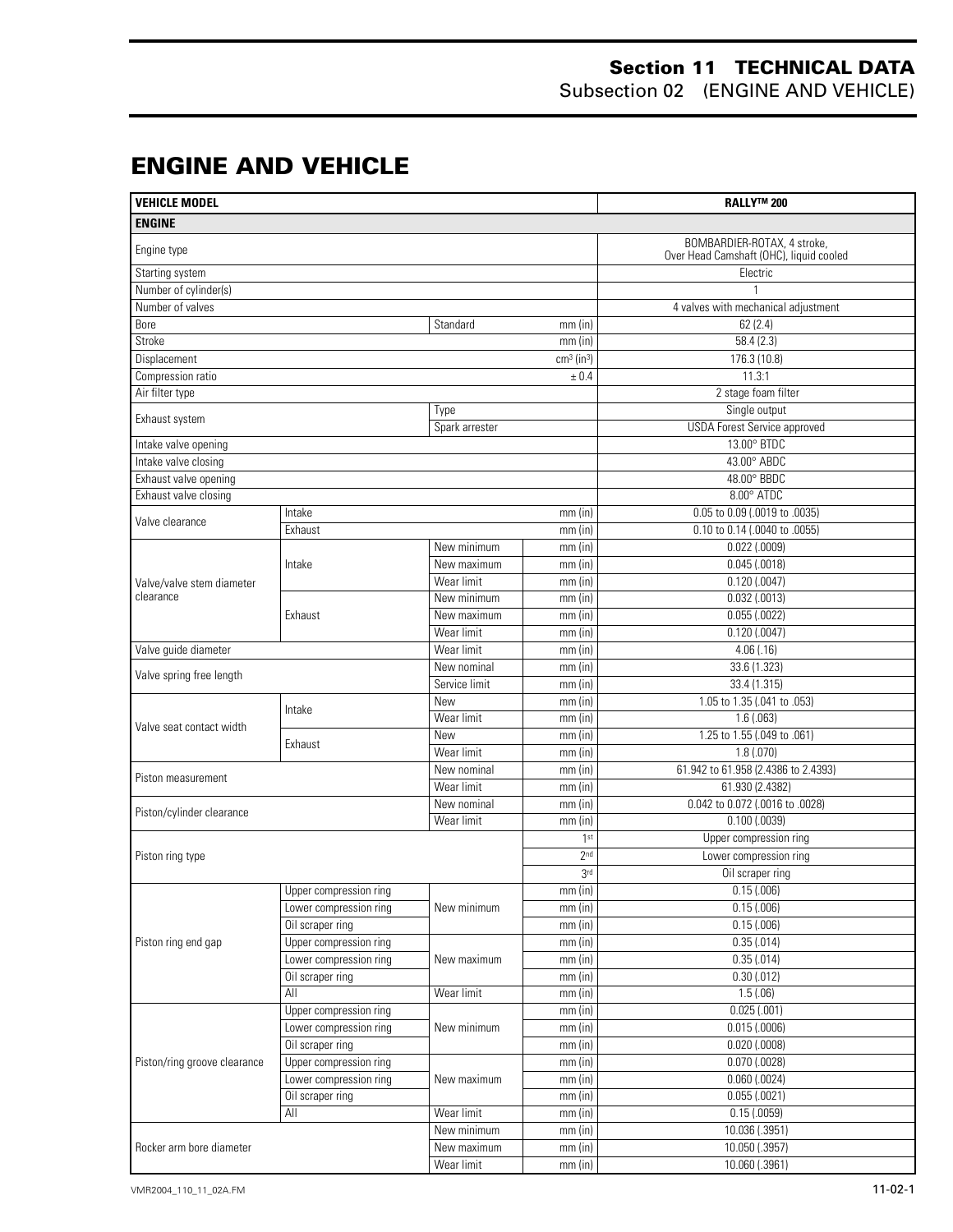# ENGINE AND VEHICLE

| VEHICLE MODEL | | | | RALLY™ 200 |
|---|---|---|---|---|
| **ENGINE** | | | | |
| Engine type | | | | BOMBARDIER-ROTAX, 4 stroke, Over Head Camshaft (OHC), liquid cooled |
| Starting system | | | | Electric |
| Number of cylinder(s) | | | | 1 |
| Number of valves | | | | 4 valves with mechanical adjustment |
| Bore | | Standard | mm (in) | 62 (2.4) |
| Stroke | | | mm (in) | 58.4 (2.3) |
| Displacement | | | $cm^3$ ($in^3$) | 176.3 (10.8) |
| Compression ratio | | | ± 0.4 | 11.3:1 |
| Air filter type | | | | 2 stage foam filter |
| Exhaust system | | Type | | Single output |
| | | Spark arrester | | USDA Forest Service approved |
| Intake valve opening | | | | 13.00° BTDC |
| Intake valve closing | | | | 43.00° ABDC |
| Exhaust valve opening | | | | 48.00° BBDC |
| Exhaust valve closing | | | | 8.00° ATDC |
| Valve clearance | Intake | | mm (in) | 0.05 to 0.09 (.0019 to .0035) |
| | Exhaust | | mm (in) | 0.10 to 0.14 (.0040 to .0055) |
| Valve/valve stem diameter clearance | Intake | New minimum | mm (in) | 0.022 (.0009) |
| | | New maximum | mm (in) | 0.045 (.0018) |
| | | Wear limit | mm (in) | 0.120 (.0047) |
| | Exhaust | New minimum | mm (in) | 0.032 (.0013) |
| | | New maximum | mm (in) | 0.055 (.0022) |
| | | Wear limit | mm (in) | 0.120 (.0047) |
| Valve guide diameter | | Wear limit | mm (in) | 4.06 (.16) |
| Valve spring free length | | New nominal | mm (in) | 33.6 (1.323) |
| | | Service limit | mm (in) | 33.4 (1.315) |
| Valve seat contact width | Intake | New | mm (in) | 1.05 to 1.35 (.041 to .053) |
| | | Wear limit | mm (in) | 1.6 (.063) |
| | Exhaust | New | mm (in) | 1.25 to 1.55 (.049 to .061) |
| | | Wear limit | mm (in) | 1.8 (.070) |
| Piston measurement | | New nominal | mm (in) | 61.942 to 61.958 (2.4386 to 2.4393) |
| | | Wear limit | mm (in) | 61.930 (2.4382) |
| Piston/cylinder clearance | | New nominal | mm (in) | 0.042 to 0.072 (.0016 to .0028) |
| | | Wear limit | mm (in) | 0.100 (.0039) |
| Piston ring type | | | 1st | Upper compression ring |
| | | | 2nd | Lower compression ring |
| | | | 3rd | Oil scraper ring |
| Piston ring end gap | Upper compression ring | New minimum | mm (in) | 0.15 (.006) |
| | Lower compression ring | | mm (in) | 0.15 (.006) |
| | Oil scraper ring | | mm (in) | 0.15 (.006) |
| | Upper compression ring | New maximum | mm (in) | 0.35 (.014) |
| | Lower compression ring | | mm (in) | 0.35 (.014) |
| | Oil scraper ring | | mm (in) | 0.30 (.012) |
| | All | Wear limit | mm (in) | 1.5 (.06) |
| Piston/ring groove clearance | Upper compression ring | New minimum | mm (in) | 0.025 (.001) |
| | Lower compression ring | | mm (in) | 0.015 (.0006) |
| | Oil scraper ring | | mm (in) | 0.020 (.0008) |
| | Upper compression ring | New maximum | mm (in) | 0.070 (.0028) |
| | Lower compression ring | | mm (in) | 0.060 (.0024) |
| | Oil scraper ring | | mm (in) | 0.055 (.0021) |
| | All | Wear limit | mm (in) | 0.15 (.0059) |
| Rocker arm bore diameter | | New minimum | mm (in) | 10.036 (.3951) |
| | | New maximum | mm (in) | 10.050 (.3957) |
| | | Wear limit | mm (in) | 10.060 (.3961) |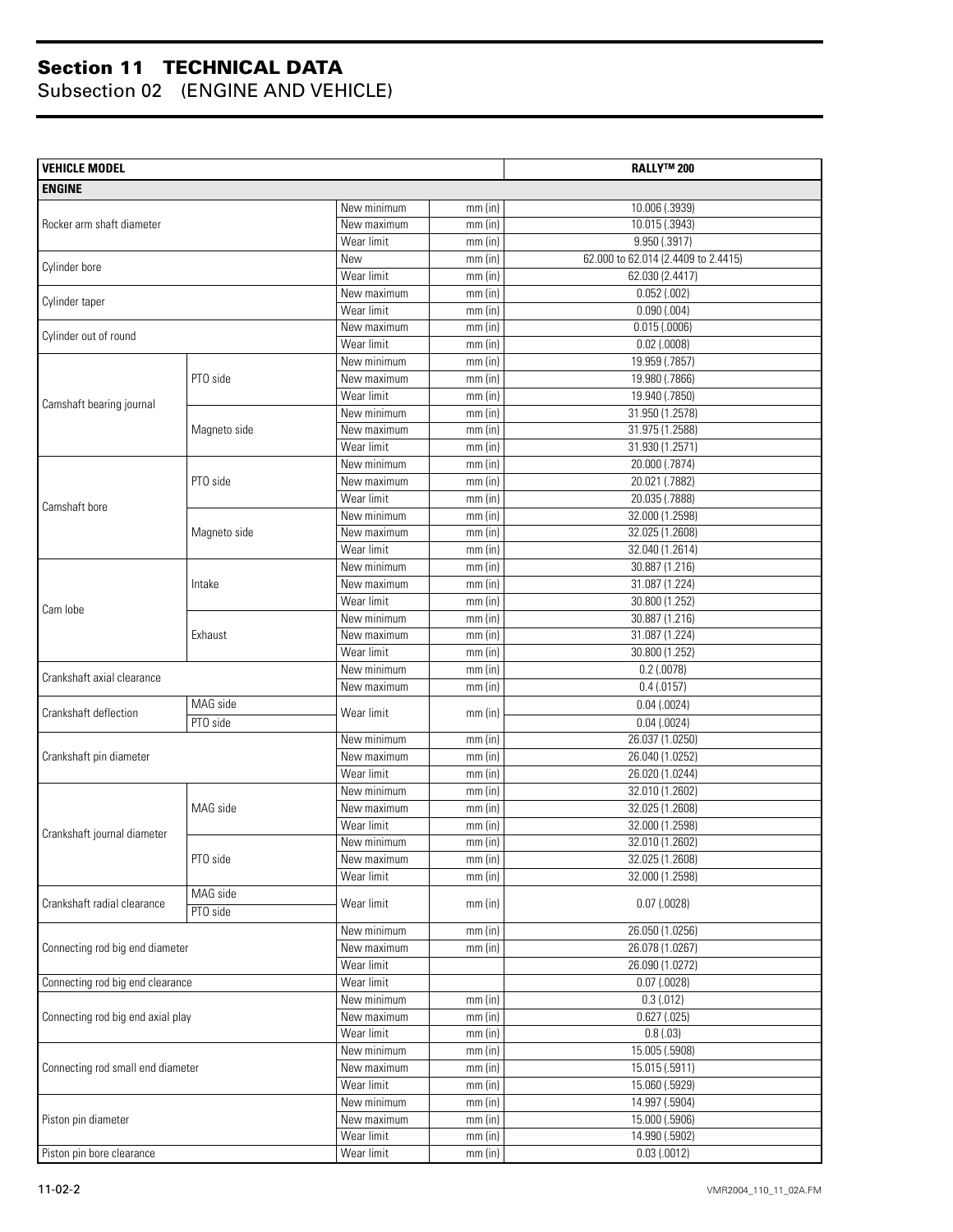## Section 11 TECHNICAL DATA
### Subsection 02 (ENGINE AND VEHICLE)

| VEHICLE MODEL | | | | RALLY™ 200 |
|---|---|---|---|---|
| **ENGINE** | | | | |
| Rocker arm shaft diameter | | New minimum | mm (in) | 10.006 (.3939) |
| | | New maximum | mm (in) | 10.015 (.3943) |
| | | Wear limit | mm (in) | 9.950 (.3917) |
| Cylinder bore | | New | mm (in) | 62.000 to 62.014 (2.4409 to 2.4415) |
| | | Wear limit | mm (in) | 62.030 (2.4417) |
| Cylinder taper | | New maximum | mm (in) | 0.052 (.002) |
| | | Wear limit | mm (in) | 0.090 (.004) |
| Cylinder out of round | | New maximum | mm (in) | 0.015 (.0006) |
| | | Wear limit | mm (in) | 0.02 (.0008) |
| Camshaft bearing journal | PTO side | New minimum | mm (in) | 19.959 (.7857) |
| | | New maximum | mm (in) | 19.980 (.7866) |
| | | Wear limit | mm (in) | 19.940 (.7850) |
| | Magneto side | New minimum | mm (in) | 31.950 (1.2578) |
| | | New maximum | mm (in) | 31.975 (1.2588) |
| | | Wear limit | mm (in) | 31.930 (1.2571) |
| Camshaft bore | PTO side | New minimum | mm (in) | 20.000 (.7874) |
| | | New maximum | mm (in) | 20.021 (.7882) |
| | | Wear limit | mm (in) | 20.035 (.7888) |
| | Magneto side | New minimum | mm (in) | 32.000 (1.2598) |
| | | New maximum | mm (in) | 32.025 (1.2608) |
| | | Wear limit | mm (in) | 32.040 (1.2614) |
| Cam lobe | Intake | New minimum | mm (in) | 30.887 (1.216) |
| | | New maximum | mm (in) | 31.087 (1.224) |
| | | Wear limit | mm (in) | 30.800 (1.252) |
| | Exhaust | New minimum | mm (in) | 30.887 (1.216) |
| | | New maximum | mm (in) | 31.087 (1.224) |
| | | Wear limit | mm (in) | 30.800 (1.252) |
| Crankshaft axial clearance | | New minimum | mm (in) | 0.2 (.0078) |
| | | New maximum | mm (in) | 0.4 (.0157) |
| Crankshaft deflection | MAG side | Wear limit | mm (in) | 0.04 (.0024) |
| | PTO side | | | 0.04 (.0024) |
| Crankshaft pin diameter | | New minimum | mm (in) | 26.037 (1.0250) |
| | | New maximum | mm (in) | 26.040 (1.0252) |
| | | Wear limit | mm (in) | 26.020 (1.0244) |
| Crankshaft journal diameter | MAG side | New minimum | mm (in) | 32.010 (1.2602) |
| | | New maximum | mm (in) | 32.025 (1.2608) |
| | | Wear limit | mm (in) | 32.000 (1.2598) |
| | PTO side | New minimum | mm (in) | 32.010 (1.2602) |
| | | New maximum | mm (in) | 32.025 (1.2608) |
| | | Wear limit | mm (in) | 32.000 (1.2598) |
| Crankshaft radial clearance | MAG side | Wear limit | mm (in) | 0.07 (.0028) |
| | PTO side | | | |
| Connecting rod big end diameter | | New minimum | mm (in) | 26.050 (1.0256) |
| | | New maximum | mm (in) | 26.078 (1.0267) |
| | | Wear limit | | 26.090 (1.0272) |
| Connecting rod big end clearance | | Wear limit | | 0.07 (.0028) |
| Connecting rod big end axial play | | New minimum | mm (in) | 0.3 (.012) |
| | | New maximum | mm (in) | 0.627 (.025) |
| | | Wear limit | mm (in) | 0.8 (.03) |
| Connecting rod small end diameter | | New minimum | mm (in) | 15.005 (.5908) |
| | | New maximum | mm (in) | 15.015 (.5911) |
| | | Wear limit | mm (in) | 15.060 (.5929) |
| Piston pin diameter | | New minimum | mm (in) | 14.997 (.5904) |
| | | New maximum | mm (in) | 15.000 (.5906) |
| | | Wear limit | mm (in) | 14.990 (.5902) |
| Piston pin bore clearance | | Wear limit | mm (in) | 0.03 (.0012) |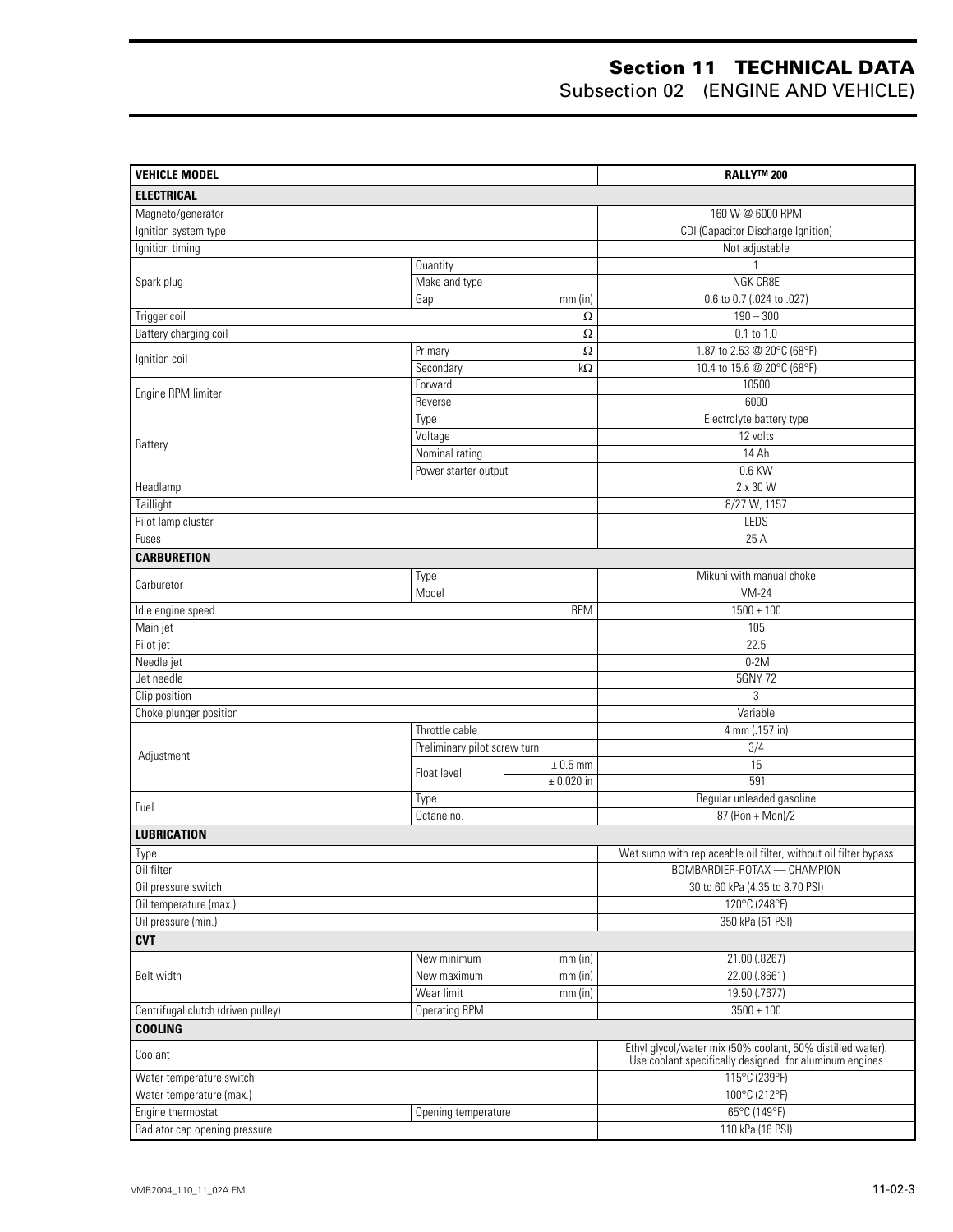## Section 11 TECHNICAL DATA
### Subsection 02 (ENGINE AND VEHICLE)

| VEHICLE MODEL | | | RALLY™ 200 |
|---|---|---|---|
| **ELECTRICAL** | | | |
| Magneto/generator | | | 160 W @ 6000 RPM |
| Ignition system type | | | CDI (Capacitor Discharge Ignition) |
| Ignition timing | | | Not adjustable |
| Spark plug | Quantity | | 1 |
| | Make and type | | NGK CR8E |
| | Gap | mm (in) | 0.6 to 0.7 (.024 to .027) |
| Trigger coil | | Ω | 190 – 300 |
| Battery charging coil | | Ω | 0.1 to 1.0 |
| Ignition coil | Primary | Ω | 1.87 to 2.53 @ 20°C (68°F) |
| | Secondary | kΩ | 10.4 to 15.6 @ 20°C (68°F) |
| Engine RPM limiter | Forward | | 10500 |
| | Reverse | | 6000 |
| Battery | Type | | Electrolyte battery type |
| | Voltage | | 12 volts |
| | Nominal rating | | 14 Ah |
| | Power starter output | | 0.6 KW |
| Headlamp | | | 2 x 30 W |
| Taillight | | | 8/27 W, 1157 |
| Pilot lamp cluster | | | LEDS |
| Fuses | | | 25 A |
| **CARBURETION** | | | |
| Carburetor | Type | | Mikuni with manual choke |
| | Model | | VM-24 |
| Idle engine speed | | RPM | 1500 ± 100 |
| Main jet | | | 105 |
| Pilot jet | | | 22.5 |
| Needle jet | | | 0-2M |
| Jet needle | | | 5GNY 72 |
| Clip position | | | 3 |
| Choke plunger position | | | Variable |
| Adjustment | Throttle cable | | 4 mm (.157 in) |
| | Preliminary pilot screw turn | | 3/4 |
| | Float level | ± 0.5 mm | 15 |
| | | ± 0.020 in | .591 |
| Fuel | Type | | Regular unleaded gasoline |
| | Octane no. | | 87 (Ron + Mon)/2 |
| **LUBRICATION** | | | |
| Type | | | Wet sump with replaceable oil filter, without oil filter bypass |
| Oil filter | | | BOMBARDIER-ROTAX — CHAMPION |
| Oil pressure switch | | | 30 to 60 kPa (4.35 to 8.70 PSI) |
| Oil temperature (max.) | | | 120°C (248°F) |
| Oil pressure (min.) | | | 350 kPa (51 PSI) |
| **CVT** | | | |
| Belt width | New minimum | mm (in) | 21.00 (.8267) |
| | New maximum | mm (in) | 22.00 (.8661) |
| | Wear limit | mm (in) | 19.50 (.7677) |
| Centrifugal clutch (driven pulley) | Operating RPM | | 3500 ± 100 |
| **COOLING** | | | |
| Coolant | | | Ethyl glycol/water mix (50% coolant, 50% distilled water). Use coolant specifically designed for aluminum engines |
| Water temperature switch | | | 115°C (239°F) |
| Water temperature (max.) | | | 100°C (212°F) |
| Engine thermostat | Opening temperature | | 65°C (149°F) |
| Radiator cap opening pressure | | | 110 kPa (16 PSI) |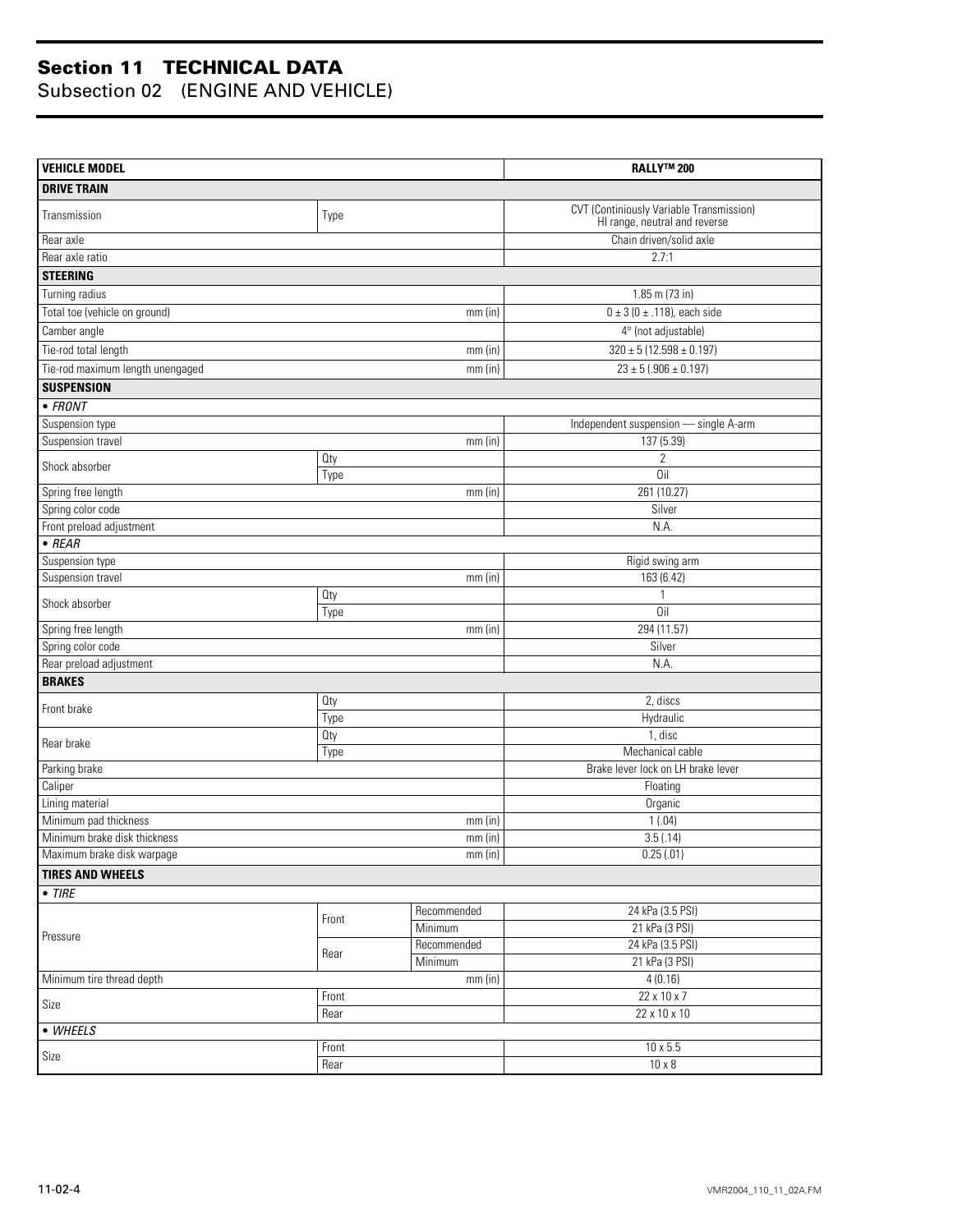# Section 11 TECHNICAL DATA

## Subsection 02 (ENGINE AND VEHICLE)

| VEHICLE MODEL | | | RALLY™ 200 |
|---|---|---|---|
| **DRIVE TRAIN** | | | |
| Transmission | Type | | CVT (Continiously Variable Transmission) HI range, neutral and reverse |
| Rear axle | | | Chain driven/solid axle |
| Rear axle ratio | | | 2.7:1 |
| **STEERING** | | | |
| Turning radius | | | 1.85 m (73 in) |
| Total toe (vehicle on ground) | | mm (in) | 0 ± 3 (0 ± .118), each side |
| Camber angle | | | 4° (not adjustable) |
| Tie-rod total length | | mm (in) | 320 ± 5 (12.598 ± 0.197) |
| Tie-rod maximum length unengaged | | mm (in) | 23 ± 5 (.906 ± 0.197) |
| **SUSPENSION** | | | |
| *• FRONT* | | | |
| Suspension type | | | Independent suspension — single A-arm |
| Suspension travel | | mm (in) | 137 (5.39) |
| Shock absorber | Qty | | 2 |
| | Type | | Oil |
| Spring free length | | mm (in) | 261 (10.27) |
| Spring color code | | | Silver |
| Front preload adjustment | | | N.A. |
| *• REAR* | | | |
| Suspension type | | | Rigid swing arm |
| Suspension travel | | mm (in) | 163 (6.42) |
| Shock absorber | Qty | | 1 |
| | Type | | Oil |
| Spring free length | | mm (in) | 294 (11.57) |
| Spring color code | | | Silver |
| Rear preload adjustment | | | N.A. |
| **BRAKES** | | | |
| Front brake | Qty | | 2, discs |
| | Type | | Hydraulic |
| Rear brake | Qty | | 1, disc |
| | Type | | Mechanical cable |
| Parking brake | | | Brake lever lock on LH brake lever |
| Caliper | | | Floating |
| Lining material | | | Organic |
| Minimum pad thickness | | mm (in) | 1 (.04) |
| Minimum brake disk thickness | | mm (in) | 3.5 (.14) |
| Maximum brake disk warpage | | mm (in) | 0.25 (.01) |
| **TIRES AND WHEELS** | | | |
| *• TIRE* | | | |
| Pressure | Front | Recommended | 24 kPa (3.5 PSI) |
| | | Minimum | 21 kPa (3 PSI) |
| | Rear | Recommended | 24 kPa (3.5 PSI) |
| | | Minimum | 21 kPa (3 PSI) |
| Minimum tire thread depth | | mm (in) | 4 (0.16) |
| Size | Front | | 22 x 10 x 7 |
| | Rear | | 22 x 10 x 10 |
| *• WHEELS* | | | |
| Size | Front | | 10 x 5.5 |
| | Rear | | 10 x 8 |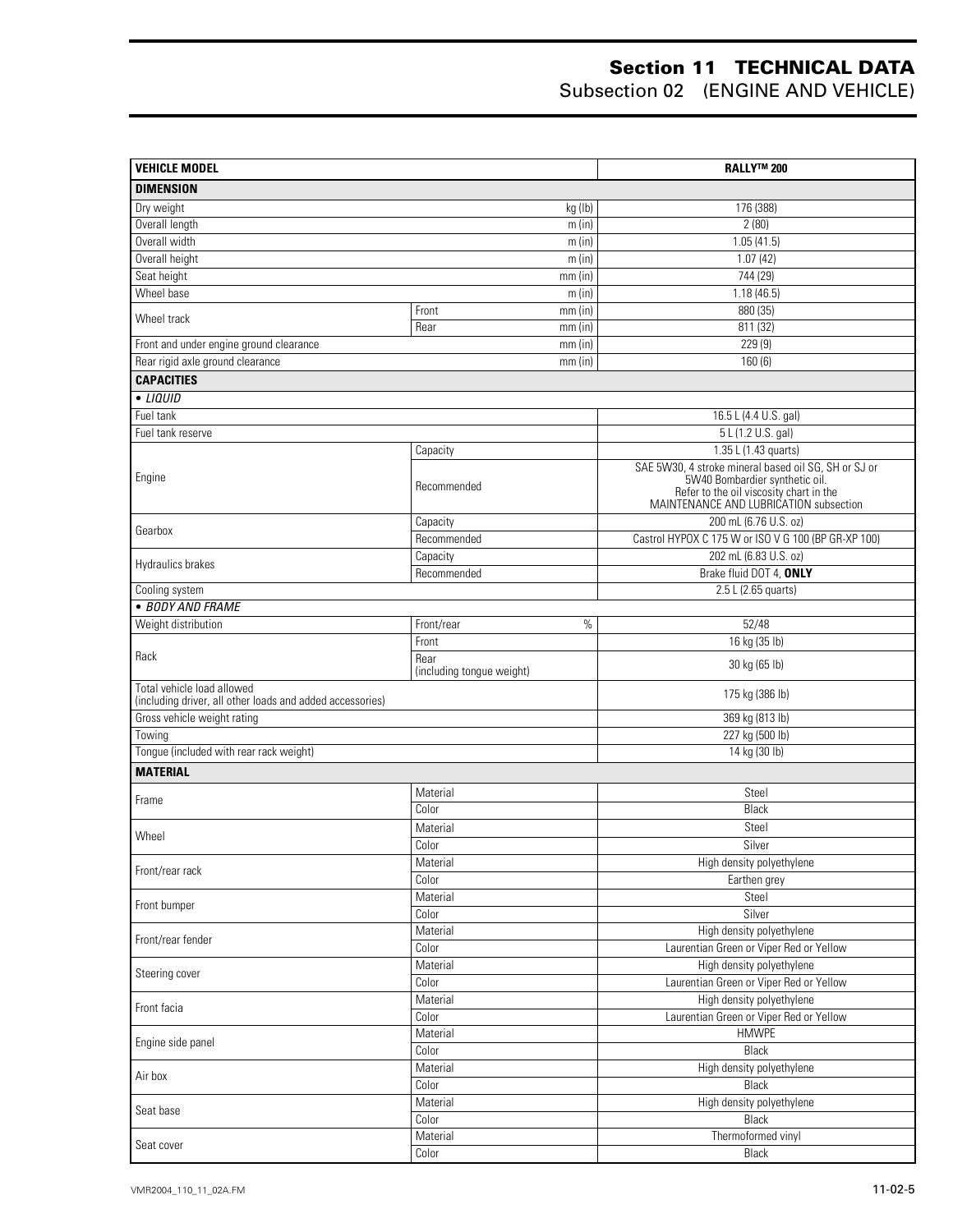# Section 11 TECHNICAL DATA
## Subsection 02 (ENGINE AND VEHICLE)

| VEHICLE MODEL | | | RALLY™ 200 |
|---|---|---|---|
| **DIMENSION** | | | |
| Dry weight | | kg (lb) | 176 (388) |
| Overall length | | m (in) | 2 (80) |
| Overall width | | m (in) | 1.05 (41.5) |
| Overall height | | m (in) | 1.07 (42) |
| Seat height | | mm (in) | 744 (29) |
| Wheel base | | m (in) | 1.18 (46.5) |
| Wheel track | Front | mm (in) | 880 (35) |
| | Rear | mm (in) | 811 (32) |
| Front and under engine ground clearance | | mm (in) | 229 (9) |
| Rear rigid axle ground clearance | | mm (in) | 160 (6) |
| **CAPACITIES** | | | |
| *• LIQUID* | | | |
| Fuel tank | | | 16.5 L (4.4 U.S. gal) |
| Fuel tank reserve | | | 5 L (1.2 U.S. gal) |
| Engine | Capacity | | 1.35 L (1.43 quarts) |
| | Recommended | | SAE 5W30, 4 stroke mineral based oil SG, SH or SJ or 5W40 Bombardier synthetic oil. Refer to the oil viscosity chart in the MAINTENANCE AND LUBRICATION subsection |
| Gearbox | Capacity | | 200 mL (6.76 U.S. oz) |
| | Recommended | | Castrol HYPOX C 175 W or ISO V G 100 (BP GR-XP 100) |
| Hydraulics brakes | Capacity | | 202 mL (6.83 U.S. oz) |
| | Recommended | | Brake fluid DOT 4, **ONLY** |
| Cooling system | | | 2.5 L (2.65 quarts) |
| *• BODY AND FRAME* | | | |
| Weight distribution | Front/rear | % | 52/48 |
| Rack | Front | | 16 kg (35 lb) |
| | Rear (including tongue weight) | | 30 kg (65 lb) |
| Total vehicle load allowed (including driver, all other loads and added accessories) | | | 175 kg (386 lb) |
| Gross vehicle weight rating | | | 369 kg (813 lb) |
| Towing | | | 227 kg (500 lb) |
| Tongue (included with rear rack weight) | | | 14 kg (30 lb) |
| **MATERIAL** | | | |
| Frame | Material | | Steel |
| | Color | | Black |
| Wheel | Material | | Steel |
| | Color | | Silver |
| Front/rear rack | Material | | High density polyethylene |
| | Color | | Earthen grey |
| Front bumper | Material | | Steel |
| | Color | | Silver |
| Front/rear fender | Material | | High density polyethylene |
| | Color | | Laurentian Green or Viper Red or Yellow |
| Steering cover | Material | | High density polyethylene |
| | Color | | Laurentian Green or Viper Red or Yellow |
| Front facia | Material | | High density polyethylene |
| | Color | | Laurentian Green or Viper Red or Yellow |
| Engine side panel | Material | | HMWPE |
| | Color | | Black |
| Air box | Material | | High density polyethylene |
| | Color | | Black |
| Seat base | Material | | High density polyethylene |
| | Color | | Black |
| Seat cover | Material | | Thermoformed vinyl |
| | Color | | Black |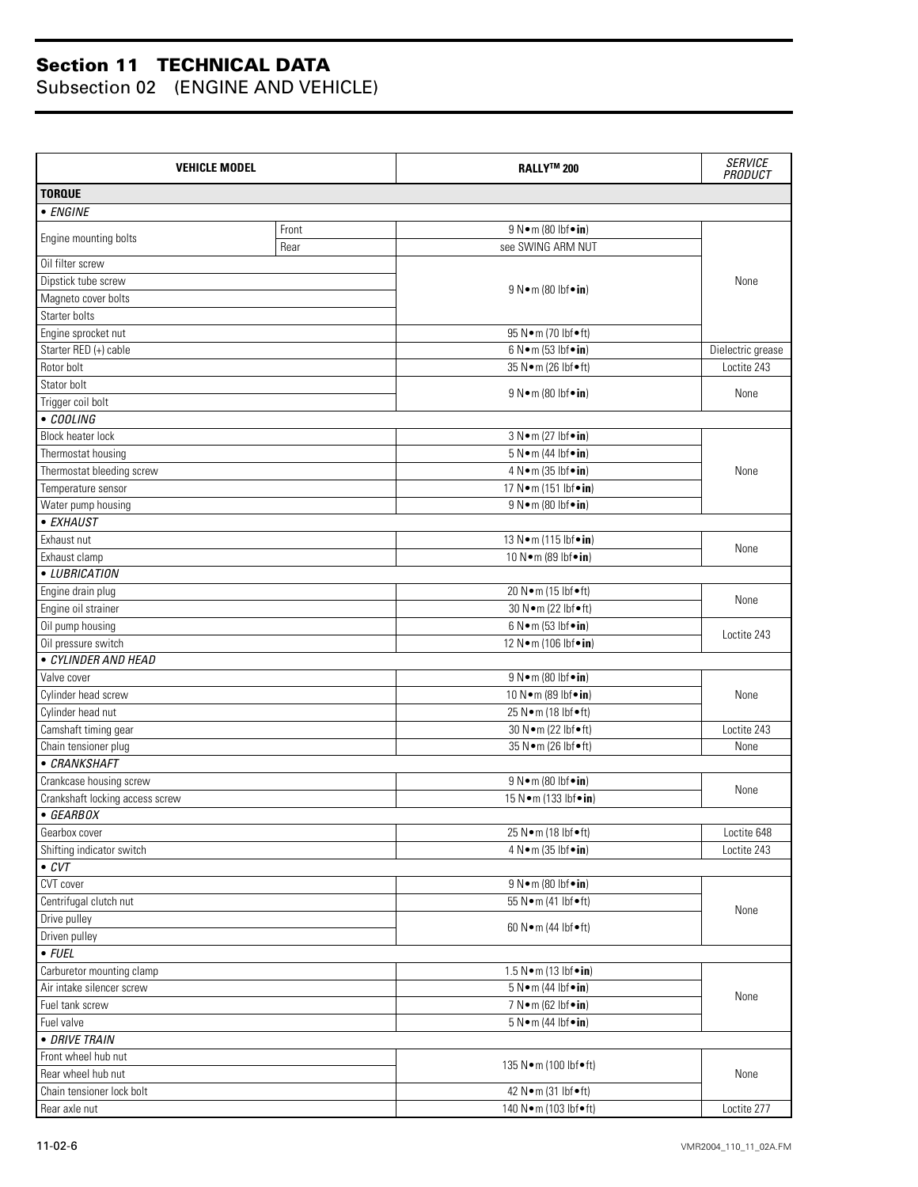## Section 11 TECHNICAL DATA
### Subsection 02 (ENGINE AND VEHICLE)

| VEHICLE MODEL | | RALLY™ 200 | *SERVICE PRODUCT* |
|---|---|---|---|
| **TORQUE** | | | |
| *• ENGINE* | | | |
| Engine mounting bolts | Front | 9 N•m (80 lbf•**in**) | None |
| | Rear | see SWING ARM NUT | |
| Oil filter screw | | 9 N•m (80 lbf•**in**) | |
| Dipstick tube screw | | | |
| Magneto cover bolts | | | |
| Starter bolts | | | |
| Engine sprocket nut | | 95 N•m (70 lbf•ft) | |
| Starter RED (+) cable | | 6 N•m (53 lbf•**in**) | Dielectric grease |
| Rotor bolt | | 35 N•m (26 lbf•ft) | Loctite 243 |
| Stator bolt | | 9 N•m (80 lbf•**in**) | None |
| Trigger coil bolt | | | |
| *• COOLING* | | | |
| Block heater lock | | 3 N•m (27 lbf•**in**) | None |
| Thermostat housing | | 5 N•m (44 lbf•**in**) | |
| Thermostat bleeding screw | | 4 N•m (35 lbf•**in**) | |
| Temperature sensor | | 17 N•m (151 lbf•**in**) | |
| Water pump housing | | 9 N•m (80 lbf•**in**) | |
| *• EXHAUST* | | | |
| Exhaust nut | | 13 N•m (115 lbf•**in**) | None |
| Exhaust clamp | | 10 N•m (89 lbf•**in**) | |
| *• LUBRICATION* | | | |
| Engine drain plug | | 20 N•m (15 lbf•ft) | None |
| Engine oil strainer | | 30 N•m (22 lbf•ft) | |
| Oil pump housing | | 6 N•m (53 lbf•**in**) | Loctite 243 |
| Oil pressure switch | | 12 N•m (106 lbf•**in**) | |
| *• CYLINDER AND HEAD* | | | |
| Valve cover | | 9 N•m (80 lbf•**in**) | None |
| Cylinder head screw | | 10 N•m (89 lbf•**in**) | |
| Cylinder head nut | | 25 N•m (18 lbf•ft) | |
| Camshaft timing gear | | 30 N•m (22 lbf•ft) | Loctite 243 |
| Chain tensioner plug | | 35 N•m (26 lbf•ft) | None |
| *• CRANKSHAFT* | | | |
| Crankcase housing screw | | 9 N•m (80 lbf•**in**) | None |
| Crankshaft locking access screw | | 15 N•m (133 lbf•**in**) | |
| *• GEARBOX* | | | |
| Gearbox cover | | 25 N•m (18 lbf•ft) | Loctite 648 |
| Shifting indicator switch | | 4 N•m (35 lbf•**in**) | Loctite 243 |
| *• CVT* | | | |
| CVT cover | | 9 N•m (80 lbf•**in**) | None |
| Centrifugal clutch nut | | 55 N•m (41 lbf•ft) | |
| Drive pulley | | 60 N•m (44 lbf•ft) | |
| Driven pulley | | | |
| *• FUEL* | | | |
| Carburetor mounting clamp | | 1.5 N•m (13 lbf•**in**) | None |
| Air intake silencer screw | | 5 N•m (44 lbf•**in**) | |
| Fuel tank screw | | 7 N•m (62 lbf•**in**) | |
| Fuel valve | | 5 N•m (44 lbf•**in**) | |
| *• DRIVE TRAIN* | | | |
| Front wheel hub nut | | 135 N•m (100 lbf•ft) | None |
| Rear wheel hub nut | | | |
| Chain tensioner lock bolt | | 42 N•m (31 lbf•ft) | |
| Rear axle nut | | 140 N•m (103 lbf•ft) | Loctite 277 |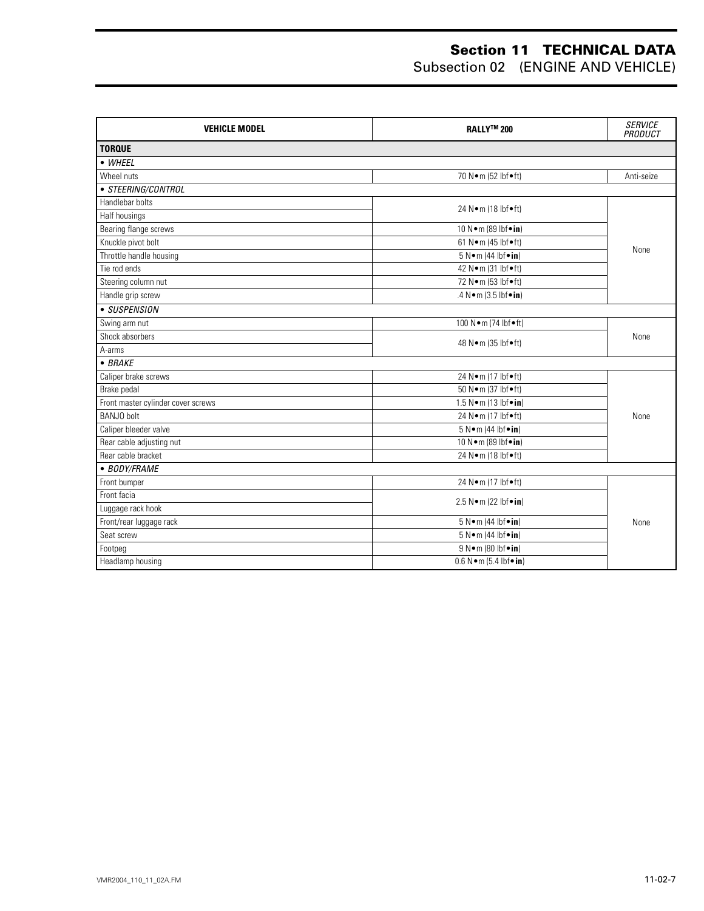# Section 11 TECHNICAL DATA
## Subsection 02 (ENGINE AND VEHICLE)

| VEHICLE MODEL | RALLY™ 200 | *SERVICE PRODUCT* |
|---|---|---|
| **TORQUE** | | |
| • *WHEEL* | | |
| Wheel nuts | 70 N•m (52 lbf•ft) | Anti-seize |
| • *STEERING/CONTROL* | | |
| Handlebar bolts | 24 N•m (18 lbf•ft) | None |
| Half housings | | |
| Bearing flange screws | 10 N•m (89 lbf•**in**) | |
| Knuckle pivot bolt | 61 N•m (45 lbf•ft) | |
| Throttle handle housing | 5 N•m (44 lbf•**in**) | |
| Tie rod ends | 42 N•m (31 lbf•ft) | |
| Steering column nut | 72 N•m (53 lbf•ft) | |
| Handle grip screw | .4 N•m (3.5 lbf•**in**) | |
| • *SUSPENSION* | | |
| Swing arm nut | 100 N•m (74 lbf•ft) | None |
| Shock absorbers | 48 N•m (35 lbf•ft) | |
| A-arms | | |
| • *BRAKE* | | |
| Caliper brake screws | 24 N•m (17 lbf•ft) | None |
| Brake pedal | 50 N•m (37 lbf•ft) | |
| Front master cylinder cover screws | 1.5 N•m (13 lbf•**in**) | |
| BANJO bolt | 24 N•m (17 lbf•ft) | |
| Caliper bleeder valve | 5 N•m (44 lbf•**in**) | |
| Rear cable adjusting nut | 10 N•m (89 lbf•**in**) | |
| Rear cable bracket | 24 N•m (18 lbf•ft) | |
| • *BODY/FRAME* | | |
| Front bumper | 24 N•m (17 lbf•ft) | None |
| Front facia | 2.5 N•m (22 lbf•**in**) | |
| Luggage rack hook | | |
| Front/rear luggage rack | 5 N•m (44 lbf•**in**) | |
| Seat screw | 5 N•m (44 lbf•**in**) | |
| Footpeg | 9 N•m (80 lbf•**in**) | |
| Headlamp housing | 0.6 N•m (5.4 lbf•**in**) | |